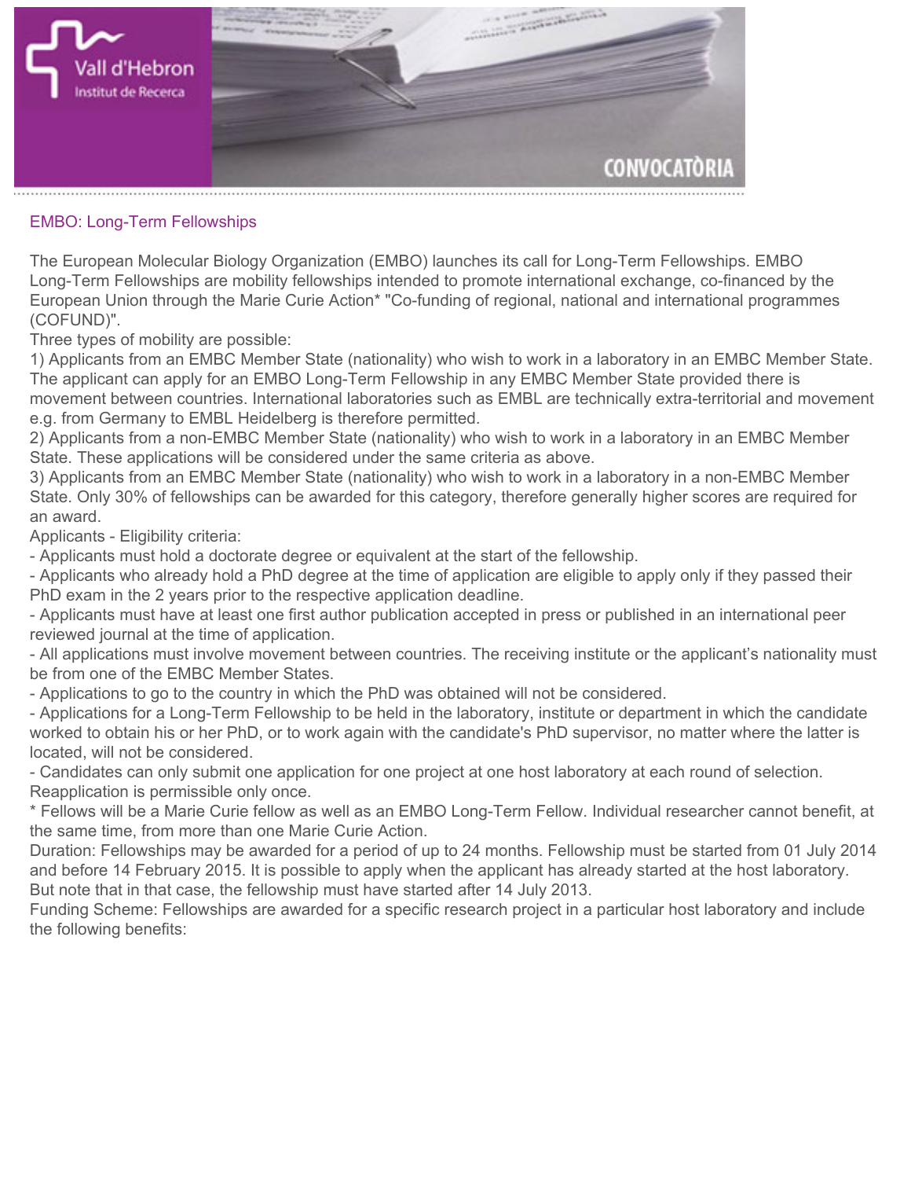## EMBO: Long-Term Fellowships

The European Molecular Biology Organization (EMBO) launches its call for Long-Term Fellowships. EMBO Long-Term Fellowships are mobility fellowships intended to promote international exchange, co-financed by the European Union through the Marie Curie Action* "Co-funding of regional, national and international programmes (COFUND)".

Three types of mobility are possible:

1) Applicants from an EMBC Member State (nationality) who wish to work in a laboratory in an EMBC Member State. The applicant can apply for an EMBO Long-Term Fellowship in any EMBC Member State provided there is movement between countries. International laboratories such as EMBL are technically extra-territorial and movement e.g. from Germany to EMBL Heidelberg is therefore permitted.

2) Applicants from a non-EMBC Member State (nationality) who wish to work in a laboratory in an EMBC Member State. These applications will be considered under the same criteria as above.

3) Applicants from an EMBC Member State (nationality) who wish to work in a laboratory in a non-EMBC Member State. Only 30% of fellowships can be awarded for this category, therefore generally higher scores are required for an award.

Applicants - Eligibility criteria:

- Applicants must hold a doctorate degree or equivalent at the start of the fellowship.
- Applicants who already hold a PhD degree at the time of application are eligible to apply only if they passed their PhD exam in the 2 years prior to the respective application deadline.
- Applicants must have at least one first author publication accepted in press or published in an international peer reviewed journal at the time of application.
- All applications must involve movement between countries. The receiving institute or the applicant's nationality must be from one of the EMBC Member States.
- Applications to go to the country in which the PhD was obtained will not be considered.
- Applications for a Long-Term Fellowship to be held in the laboratory, institute or department in which the candidate worked to obtain his or her PhD, or to work again with the candidate's PhD supervisor, no matter where the latter is located, will not be considered.
- Candidates can only submit one application for one project at one host laboratory at each round of selection. Reapplication is permissible only once.

* Fellows will be a Marie Curie fellow as well as an EMBO Long-Term Fellow. Individual researcher cannot benefit, at the same time, from more than one Marie Curie Action.

Duration: Fellowships may be awarded for a period of up to 24 months. Fellowship must be started from 01 July 2014 and before 14 February 2015. It is possible to apply when the applicant has already started at the host laboratory. But note that in that case, the fellowship must have started after 14 July 2013.

Funding Scheme: Fellowships are awarded for a specific research project in a particular host laboratory and include the following benefits: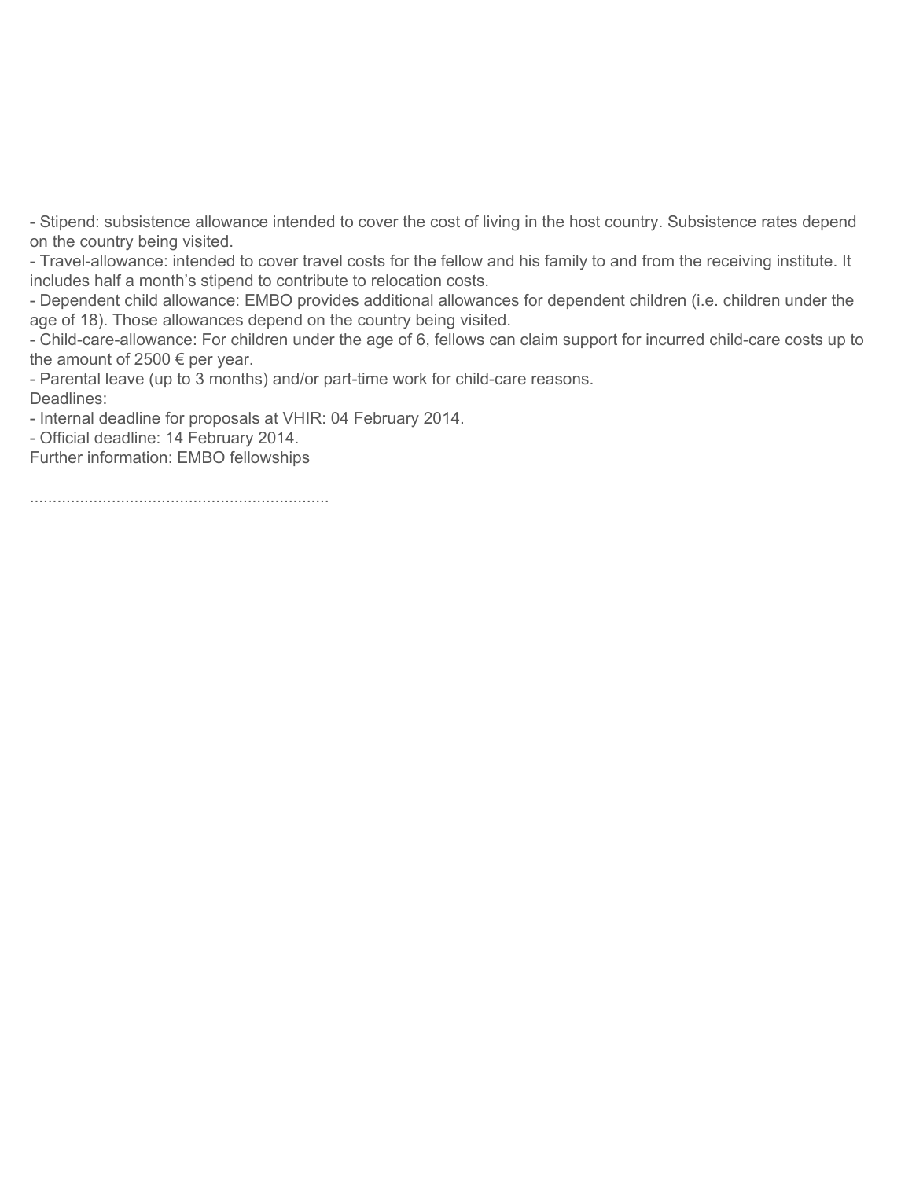- Stipend: subsistence allowance intended to cover the cost of living in the host country. Subsistence rates depend on the country being visited.
- Travel-allowance: intended to cover travel costs for the fellow and his family to and from the receiving institute. It includes half a month's stipend to contribute to relocation costs.
- Dependent child allowance: EMBO provides additional allowances for dependent children (i.e. children under the age of 18). Those allowances depend on the country being visited.
- Child-care-allowance: For children under the age of 6, fellows can claim support for incurred child-care costs up to the amount of 2500 € per year.
- Parental leave (up to 3 months) and/or part-time work for child-care reasons.

Deadlines:

- Internal deadline for proposals at VHIR: 04 February 2014.
- Official deadline: 14 February 2014.

Further information: EMBO fellowships

.................................................................